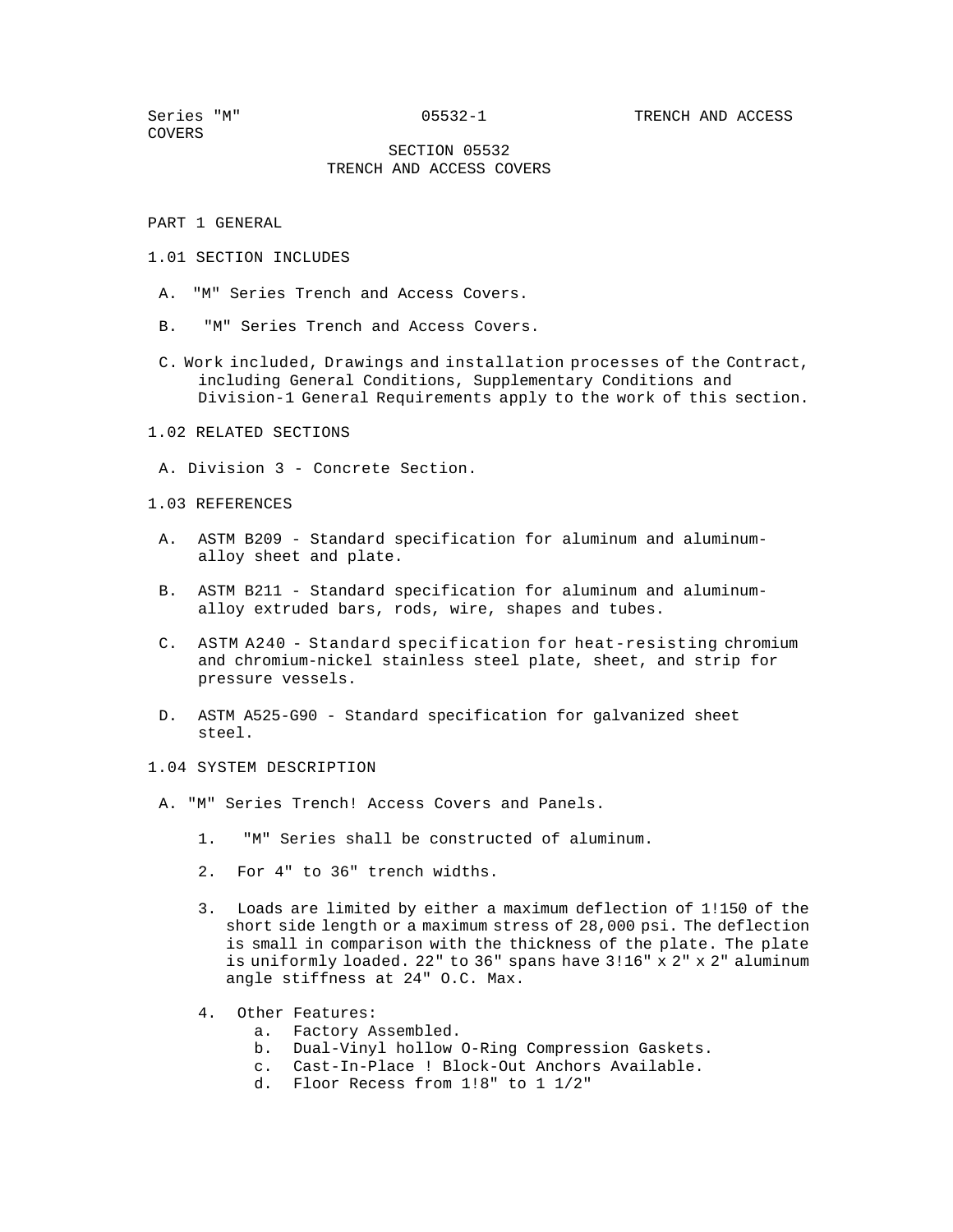# SECTION 05532
# TRENCH AND ACCESS COVERS

## PART 1 GENERAL

### 1.01 SECTION INCLUDES

A. "M" Series Trench and Access Covers.

B. "M" Series Trench and Access Covers.

C. Work included, Drawings and installation processes of the Contract, including General Conditions, Supplementary Conditions and Division-1 General Requirements apply to the work of this section.

### 1.02 RELATED SECTIONS

A. Division 3 - Concrete Section.

### 1.03 REFERENCES

A. ASTM B209 - Standard specification for aluminum and aluminum-alloy sheet and plate.

B. ASTM B211 - Standard specification for aluminum and aluminum-alloy extruded bars, rods, wire, shapes and tubes.

C. ASTM A240 - Standard specification for heat-resisting chromium and chromium-nickel stainless steel plate, sheet, and strip for pressure vessels.

D. ASTM A525-G90 - Standard specification for galvanized sheet steel.

### 1.04 SYSTEM DESCRIPTION

A. "M" Series Trench! Access Covers and Panels.

1. "M" Series shall be constructed of aluminum.
2. For 4" to 36" trench widths.
3. Loads are limited by either a maximum deflection of 1!150 of the short side length or a maximum stress of 28,000 psi. The deflection is small in comparison with the thickness of the plate. The plate is uniformly loaded. 22" to 36" spans have 3!16" x 2" x 2" aluminum angle stiffness at 24" O.C. Max.
4. Other Features:
   a. Factory Assembled.
   b. Dual-Vinyl hollow O-Ring Compression Gaskets.
   c. Cast-In-Place ! Block-Out Anchors Available.
   d. Floor Recess from 1!8" to 1 1/2"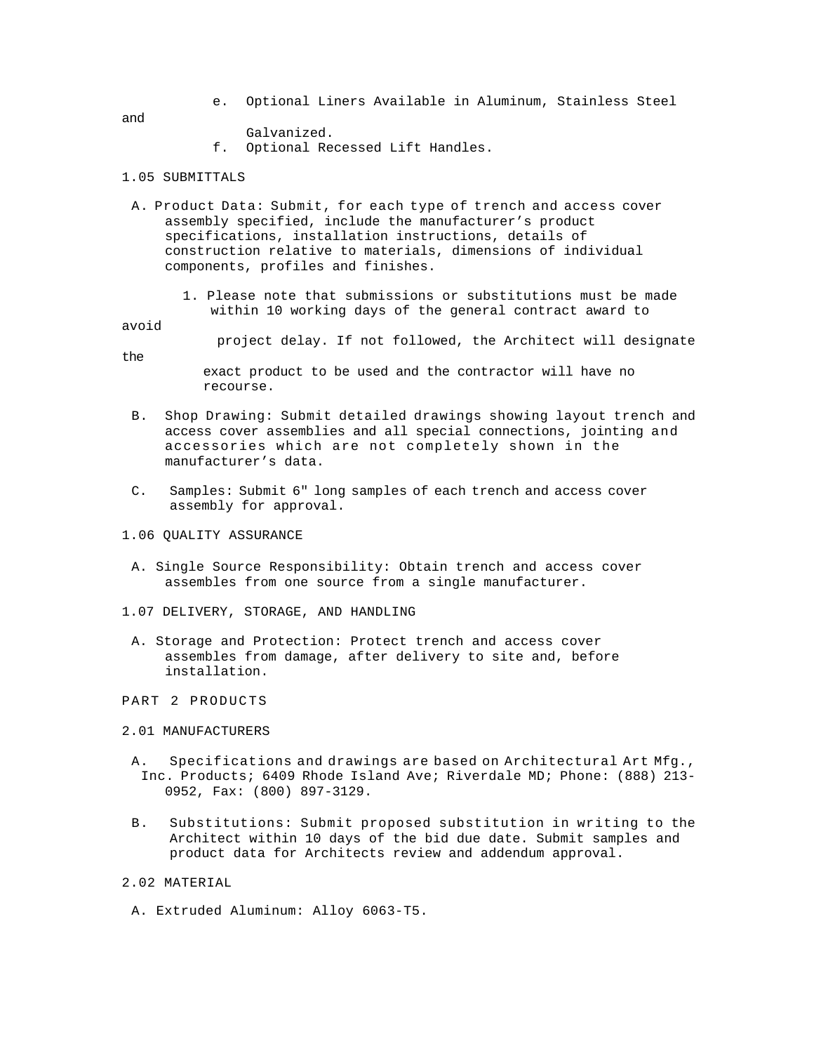e. Optional Liners Available in Aluminum, Stainless Steel and Galvanized.

f. Optional Recessed Lift Handles.

1.05 SUBMITTALS

A. Product Data: Submit, for each type of trench and access cover assembly specified, include the manufacturer's product specifications, installation instructions, details of construction relative to materials, dimensions of individual components, profiles and finishes.

1. Please note that submissions or substitutions must be made within 10 working days of the general contract award to avoid project delay. If not followed, the Architect will designate the exact product to be used and the contractor will have no recourse.

B. Shop Drawing: Submit detailed drawings showing layout trench and access cover assemblies and all special connections, jointing and accessories which are not completely shown in the manufacturer's data.

C. Samples: Submit 6" long samples of each trench and access cover assembly for approval.

1.06 QUALITY ASSURANCE

A. Single Source Responsibility: Obtain trench and access cover assembles from one source from a single manufacturer.

1.07 DELIVERY, STORAGE, AND HANDLING

A. Storage and Protection: Protect trench and access cover assembles from damage, after delivery to site and, before installation.

PART 2 PRODUCTS

2.01 MANUFACTURERS

A. Specifications and drawings are based on Architectural Art Mfg., Inc. Products; 6409 Rhode Island Ave; Riverdale MD; Phone: (888) 213-0952, Fax: (800) 897-3129.

B. Substitutions: Submit proposed substitution in writing to the Architect within 10 days of the bid due date. Submit samples and product data for Architects review and addendum approval.

2.02 MATERIAL

A. Extruded Aluminum: Alloy 6063-T5.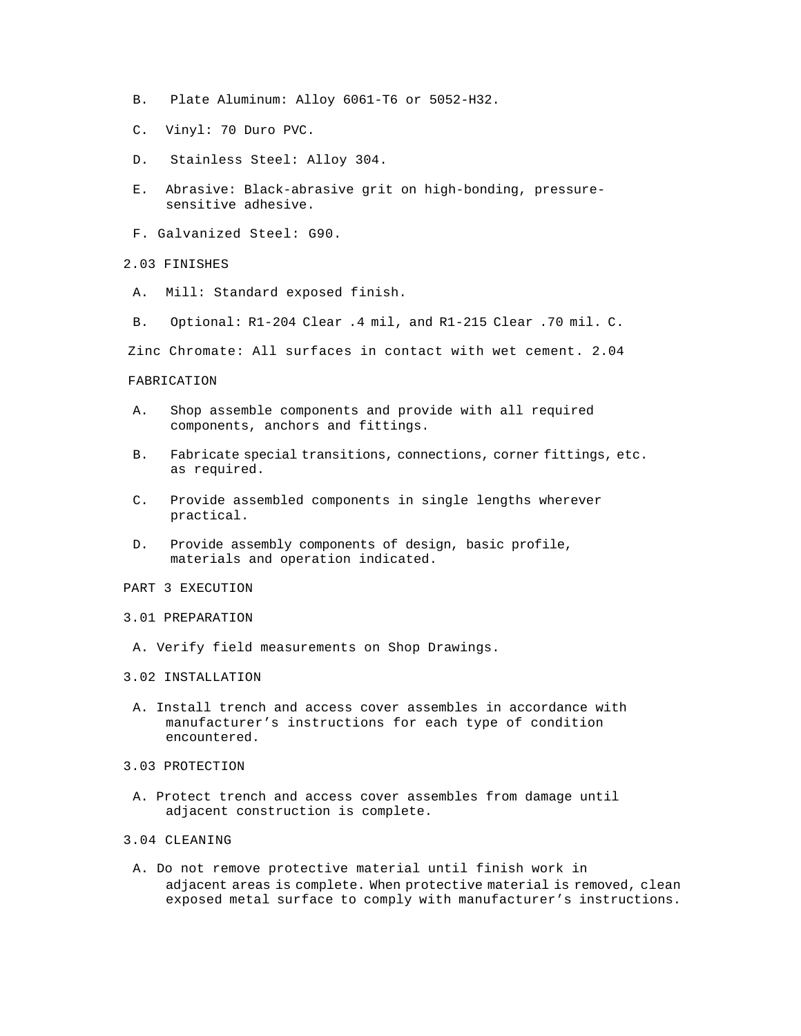B. Plate Aluminum: Alloy 6061-T6 or 5052-H32.

C. Vinyl: 70 Duro PVC.

D. Stainless Steel: Alloy 304.

E. Abrasive: Black-abrasive grit on high-bonding, pressure-sensitive adhesive.

F. Galvanized Steel: G90.

2.03 FINISHES

A. Mill: Standard exposed finish.

B. Optional: R1-204 Clear .4 mil, and R1-215 Clear .70 mil. C.

Zinc Chromate: All surfaces in contact with wet cement. 2.04

FABRICATION

A. Shop assemble components and provide with all required components, anchors and fittings.

B. Fabricate special transitions, connections, corner fittings, etc. as required.

C. Provide assembled components in single lengths wherever practical.

D. Provide assembly components of design, basic profile, materials and operation indicated.

PART 3 EXECUTION

3.01 PREPARATION

A. Verify field measurements on Shop Drawings.

3.02 INSTALLATION

A. Install trench and access cover assembles in accordance with manufacturer’s instructions for each type of condition encountered.

3.03 PROTECTION

A. Protect trench and access cover assembles from damage until adjacent construction is complete.

3.04 CLEANING

A. Do not remove protective material until finish work in adjacent areas is complete. When protective material is removed, clean exposed metal surface to comply with manufacturer’s instructions.